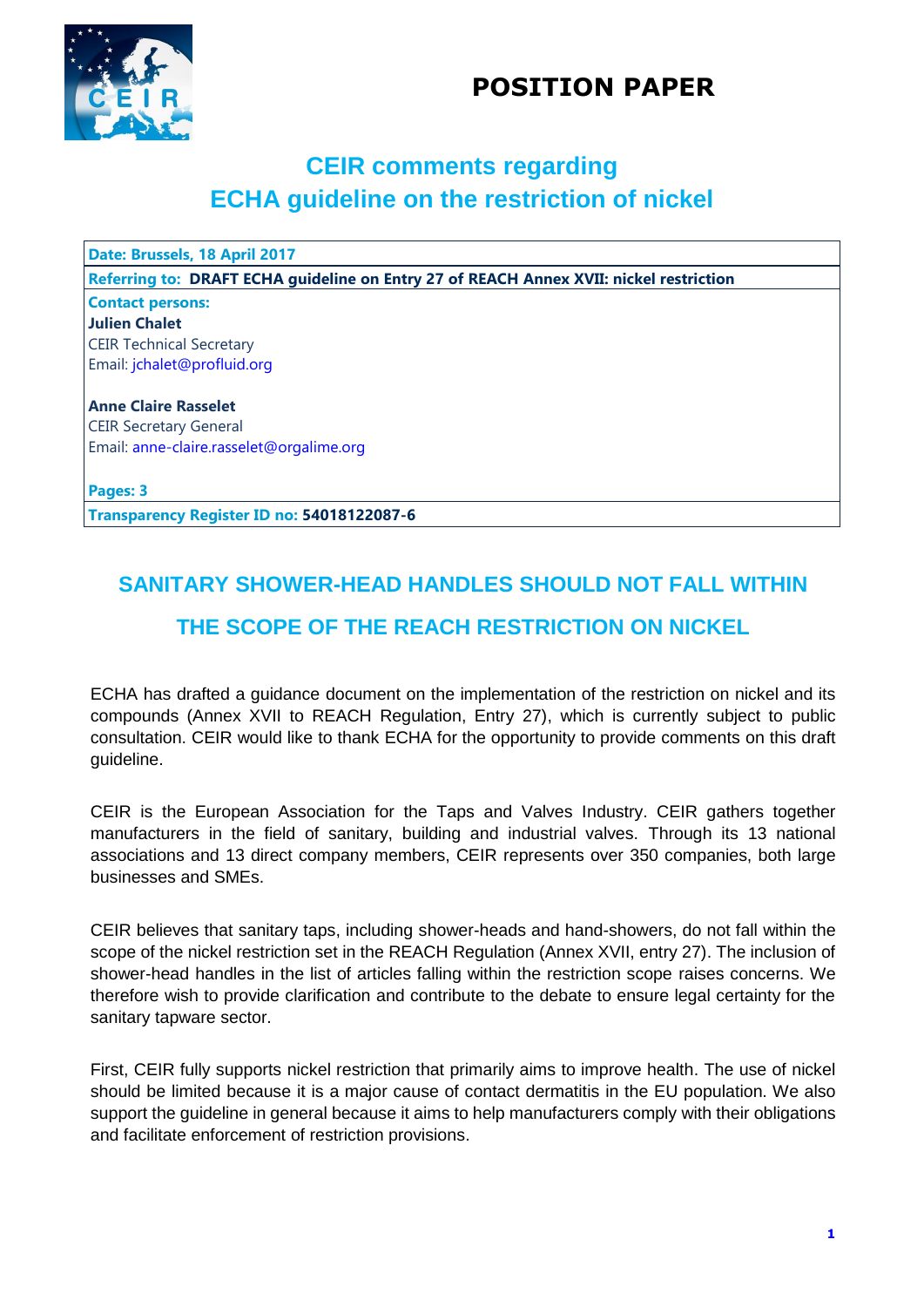# POSITION PAPER

## CEIR comments regarding ECHA guideline on the restriction of nickel

| |
|---|
| **Date: Brussels, 18 April 2017** |
| **Referring to: DRAFT ECHA guideline on Entry 27 of REACH Annex XVII: nickel restriction** |
| **Contact persons:**<br>**Julien Chalet**<br>CEIR Technical Secretary<br>Email: jchalet@profluid.org<br><br>**Anne Claire Rasselet**<br>CEIR Secretary General<br>Email: anne-claire.rasselet@orgalime.org<br><br>**Pages: 3** |
| **Transparency Register ID no: 54018122087-6** |

## SANITARY SHOWER-HEAD HANDLES SHOULD NOT FALL WITHIN THE SCOPE OF THE REACH RESTRICTION ON NICKEL

ECHA has drafted a guidance document on the implementation of the restriction on nickel and its compounds (Annex XVII to REACH Regulation, Entry 27), which is currently subject to public consultation. CEIR would like to thank ECHA for the opportunity to provide comments on this draft guideline.

CEIR is the European Association for the Taps and Valves Industry. CEIR gathers together manufacturers in the field of sanitary, building and industrial valves. Through its 13 national associations and 13 direct company members, CEIR represents over 350 companies, both large businesses and SMEs.

CEIR believes that sanitary taps, including shower-heads and hand-showers, do not fall within the scope of the nickel restriction set in the REACH Regulation (Annex XVII, entry 27). The inclusion of shower-head handles in the list of articles falling within the restriction scope raises concerns. We therefore wish to provide clarification and contribute to the debate to ensure legal certainty for the sanitary tapware sector.

First, CEIR fully supports nickel restriction that primarily aims to improve health. The use of nickel should be limited because it is a major cause of contact dermatitis in the EU population. We also support the guideline in general because it aims to help manufacturers comply with their obligations and facilitate enforcement of restriction provisions.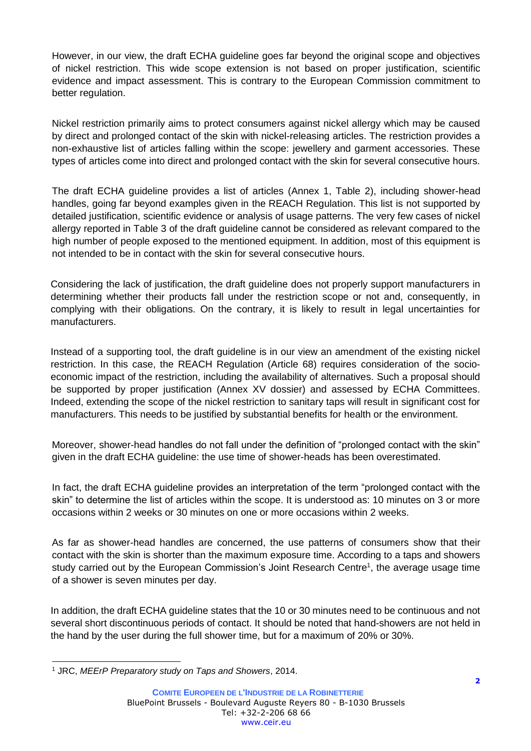However, in our view, the draft ECHA guideline goes far beyond the original scope and objectives of nickel restriction. This wide scope extension is not based on proper justification, scientific evidence and impact assessment. This is contrary to the European Commission commitment to better regulation.

Nickel restriction primarily aims to protect consumers against nickel allergy which may be caused by direct and prolonged contact of the skin with nickel-releasing articles. The restriction provides a non-exhaustive list of articles falling within the scope: jewellery and garment accessories. These types of articles come into direct and prolonged contact with the skin for several consecutive hours.

The draft ECHA guideline provides a list of articles (Annex 1, Table 2), including shower-head handles, going far beyond examples given in the REACH Regulation. This list is not supported by detailed justification, scientific evidence or analysis of usage patterns. The very few cases of nickel allergy reported in Table 3 of the draft guideline cannot be considered as relevant compared to the high number of people exposed to the mentioned equipment. In addition, most of this equipment is not intended to be in contact with the skin for several consecutive hours.

Considering the lack of justification, the draft guideline does not properly support manufacturers in determining whether their products fall under the restriction scope or not and, consequently, in complying with their obligations. On the contrary, it is likely to result in legal uncertainties for manufacturers.

Instead of a supporting tool, the draft guideline is in our view an amendment of the existing nickel restriction. In this case, the REACH Regulation (Article 68) requires consideration of the socio-economic impact of the restriction, including the availability of alternatives. Such a proposal should be supported by proper justification (Annex XV dossier) and assessed by ECHA Committees. Indeed, extending the scope of the nickel restriction to sanitary taps will result in significant cost for manufacturers. This needs to be justified by substantial benefits for health or the environment.

Moreover, shower-head handles do not fall under the definition of "prolonged contact with the skin" given in the draft ECHA guideline: the use time of shower-heads has been overestimated.

In fact, the draft ECHA guideline provides an interpretation of the term "prolonged contact with the skin" to determine the list of articles within the scope. It is understood as: 10 minutes on 3 or more occasions within 2 weeks or 30 minutes on one or more occasions within 2 weeks.

As far as shower-head handles are concerned, the use patterns of consumers show that their contact with the skin is shorter than the maximum exposure time. According to a taps and showers study carried out by the European Commission's Joint Research Centre[1], the average usage time of a shower is seven minutes per day.

In addition, the draft ECHA guideline states that the 10 or 30 minutes need to be continuous and not several short discontinuous periods of contact. It should be noted that hand-showers are not held in the hand by the user during the full shower time, but for a maximum of 20% or 30%.

[1] JRC, *MEErP Preparatory study on Taps and Showers*, 2014.

**COMITE EUROPEEN DE L'INDUSTRIE DE LA ROBINETTERIE**
BluePoint Brussels - Boulevard Auguste Reyers 80 - B-1030 Brussels
Tel: +32-2-206 68 66
www.ceir.eu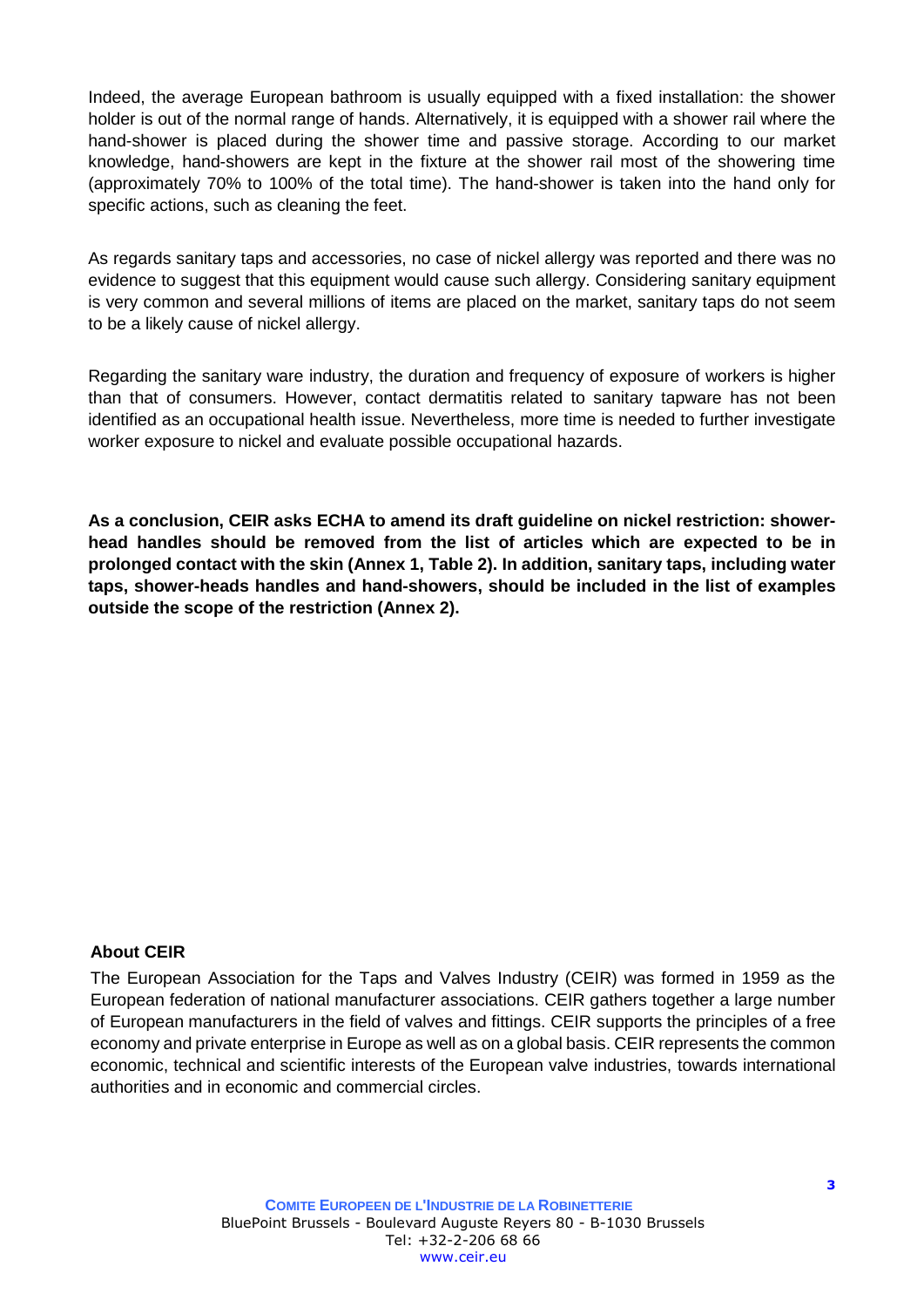Indeed, the average European bathroom is usually equipped with a fixed installation: the shower holder is out of the normal range of hands. Alternatively, it is equipped with a shower rail where the hand-shower is placed during the shower time and passive storage. According to our market knowledge, hand-showers are kept in the fixture at the shower rail most of the showering time (approximately 70% to 100% of the total time). The hand-shower is taken into the hand only for specific actions, such as cleaning the feet.

As regards sanitary taps and accessories, no case of nickel allergy was reported and there was no evidence to suggest that this equipment would cause such allergy. Considering sanitary equipment is very common and several millions of items are placed on the market, sanitary taps do not seem to be a likely cause of nickel allergy.

Regarding the sanitary ware industry, the duration and frequency of exposure of workers is higher than that of consumers. However, contact dermatitis related to sanitary tapware has not been identified as an occupational health issue. Nevertheless, more time is needed to further investigate worker exposure to nickel and evaluate possible occupational hazards.

**As a conclusion, CEIR asks ECHA to amend its draft guideline on nickel restriction: shower-head handles should be removed from the list of articles which are expected to be in prolonged contact with the skin (Annex 1, Table 2). In addition, sanitary taps, including water taps, shower-heads handles and hand-showers, should be included in the list of examples outside the scope of the restriction (Annex 2).**

**About CEIR**

The European Association for the Taps and Valves Industry (CEIR) was formed in 1959 as the European federation of national manufacturer associations. CEIR gathers together a large number of European manufacturers in the field of valves and fittings. CEIR supports the principles of a free economy and private enterprise in Europe as well as on a global basis. CEIR represents the common economic, technical and scientific interests of the European valve industries, towards international authorities and in economic and commercial circles.

**COMITE EUROPEEN DE L'INDUSTRIE DE LA ROBINETTERIE**
BluePoint Brussels - Boulevard Auguste Reyers 80 - B-1030 Brussels
Tel: +32-2-206 68 66
www.ceir.eu